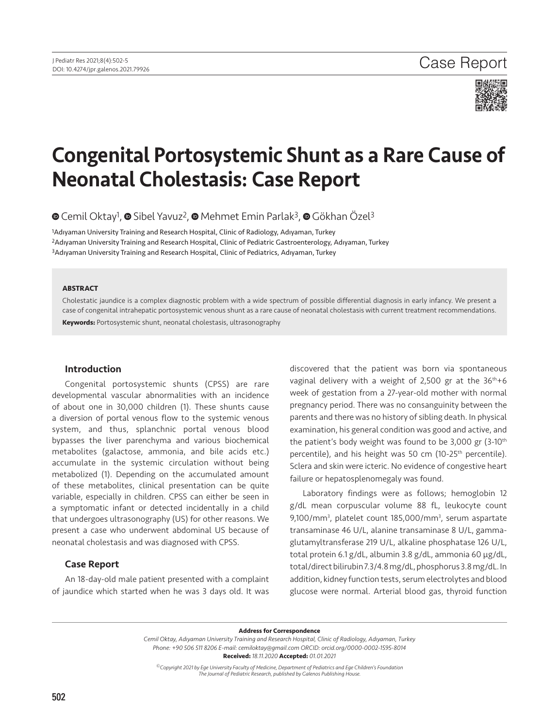Case Report

# Congenital Portosystemic Shunt as a Rare Cause of Neonatal Cholestasis: Case Report

Cemil Oktay[1], Sibel Yavuz[2], Mehmet Emin Parlak[3], Gökhan Özel[3]

[1]Adıyaman University Training and Research Hospital, Clinic of Radiology, Adıyaman, Turkey
[2]Adıyaman University Training and Research Hospital, Clinic of Pediatric Gastroenterology, Adıyaman, Turkey
[3]Adıyaman University Training and Research Hospital, Clinic of Pediatrics, Adıyaman, Turkey

**ABSTRACT**

Cholestatic jaundice is a complex diagnostic problem with a wide spectrum of possible differential diagnosis in early infancy. We present a case of congenital intrahepatic portosystemic venous shunt as a rare cause of neonatal cholestasis with current treatment recommendations.

**Keywords:** Portosystemic shunt, neonatal cholestasis, ultrasonography

## Introduction

Congenital portosystemic shunts (CPSS) are rare developmental vascular abnormalities with an incidence of about one in 30,000 children (1). These shunts cause a diversion of portal venous flow to the systemic venous system, and thus, splanchnic portal venous blood bypasses the liver parenchyma and various biochemical metabolites (galactose, ammonia, and bile acids etc.) accumulate in the systemic circulation without being metabolized (1). Depending on the accumulated amount of these metabolites, clinical presentation can be quite variable, especially in children. CPSS can either be seen in a symptomatic infant or detected incidentally in a child that undergoes ultrasonography (US) for other reasons. We present a case who underwent abdominal US because of neonatal cholestasis and was diagnosed with CPSS.

## Case Report

An 18-day-old male patient presented with a complaint of jaundice which started when he was 3 days old. It was discovered that the patient was born via spontaneous vaginal delivery with a weight of 2,500 gr at the $36^{th}$+6 week of gestation from a 27-year-old mother with normal pregnancy period. There was no consanguinity between the parents and there was no history of sibling death. In physical examination, his general condition was good and active, and the patient's body weight was found to be 3,000 gr (3-$10^{th}$ percentile), and his height was 50 cm (10-$25^{th}$ percentile). Sclera and skin were icteric. No evidence of congestive heart failure or hepatosplenomegaly was found.

Laboratory findings were as follows; hemoglobin 12 g/dL mean corpuscular volume 88 fL, leukocyte count 9,100/$mm^3$, platelet count 185,000/$mm^3$, serum aspartate transaminase 46 U/L, alanine transaminase 8 U/L, gamma-glutamyltransferase 219 U/L, alkaline phosphatase 126 U/L, total protein 6.1 g/dL, albumin 3.8 g/dL, ammonia 60 μg/dL, total/direct bilirubin 7.3/4.8 mg/dL, phosphorus 3.8 mg/dL. In addition, kidney function tests, serum electrolytes and blood glucose were normal. Arterial blood gas, thyroid function

**Address for Correspondence**
*Cemil Oktay, Adıyaman University Training and Research Hospital, Clinic of Radiology, Adıyaman, Turkey*
*Phone: +90 506 511 8206 E-mail: cemiloktay@gmail.com ORCID: orcid.org/0000-0002-1595-8014*
**Received:** *18.11.2020* **Accepted:** *01.01.2021*

*©Copyright 2021 by Ege University Faculty of Medicine, Department of Pediatrics and Ege Children's Foundation*
*The Journal of Pediatric Research, published by Galenos Publishing House.*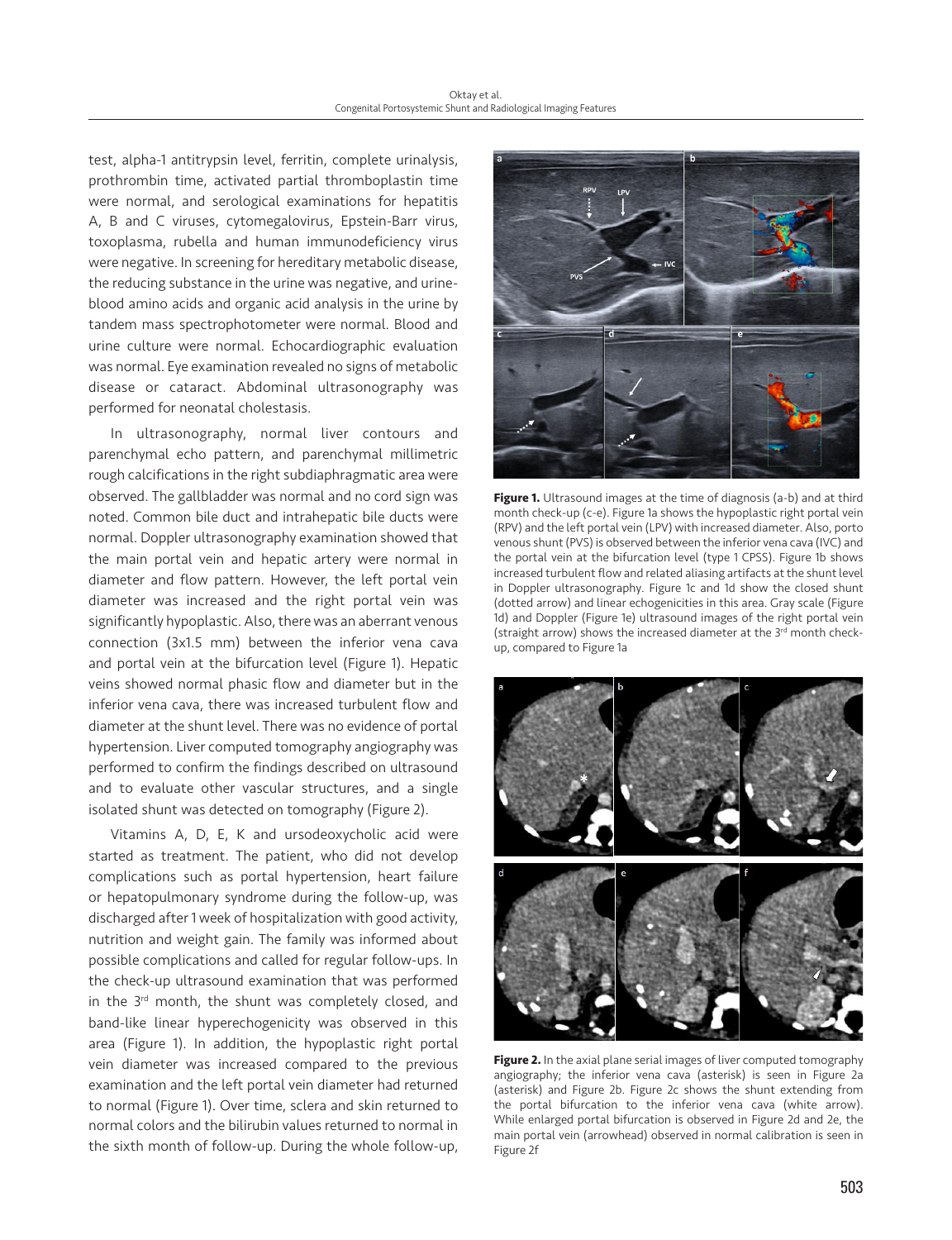test, alpha-1 antitrypsin level, ferritin, complete urinalysis, prothrombin time, activated partial thromboplastin time were normal, and serological examinations for hepatitis A, B and C viruses, cytomegalovirus, Epstein-Barr virus, toxoplasma, rubella and human immunodeficiency virus were negative. In screening for hereditary metabolic disease, the reducing substance in the urine was negative, and urine-blood amino acids and organic acid analysis in the urine by tandem mass spectrophotometer were normal. Blood and urine culture were normal. Echocardiographic evaluation was normal. Eye examination revealed no signs of metabolic disease or cataract. Abdominal ultrasonography was performed for neonatal cholestasis.

In ultrasonography, normal liver contours and parenchymal echo pattern, and parenchymal millimetric rough calcifications in the right subdiaphragmatic area were observed. The gallbladder was normal and no cord sign was noted. Common bile duct and intrahepatic bile ducts were normal. Doppler ultrasonography examination showed that the main portal vein and hepatic artery were normal in diameter and flow pattern. However, the left portal vein diameter was increased and the right portal vein was significantly hypoplastic. Also, there was an aberrant venous connection (3x1.5 mm) between the inferior vena cava and portal vein at the bifurcation level (Figure 1). Hepatic veins showed normal phasic flow and diameter but in the inferior vena cava, there was increased turbulent flow and diameter at the shunt level. There was no evidence of portal hypertension. Liver computed tomography angiography was performed to confirm the findings described on ultrasound and to evaluate other vascular structures, and a single isolated shunt was detected on tomography (Figure 2).

Vitamins A, D, E, K and ursodeoxycholic acid were started as treatment. The patient, who did not develop complications such as portal hypertension, heart failure or hepatopulmonary syndrome during the follow-up, was discharged after 1 week of hospitalization with good activity, nutrition and weight gain. The family was informed about possible complications and called for regular follow-ups. In the check-up ultrasound examination that was performed in the 3rd month, the shunt was completely closed, and band-like linear hyperechogenicity was observed in this area (Figure 1). In addition, the hypoplastic right portal vein diameter was increased compared to the previous examination and the left portal vein diameter had returned to normal (Figure 1). Over time, sclera and skin returned to normal colors and the bilirubin values returned to normal in the sixth month of follow-up. During the whole follow-up,

**Figure 1.** Ultrasound images at the time of diagnosis (a-b) and at third month check-up (c-e). Figure 1a shows the hypoplastic right portal vein (RPV) and the left portal vein (LPV) with increased diameter. Also, porto venous shunt (PVS) is observed between the inferior vena cava (IVC) and the portal vein at the bifurcation level (type 1 CPSS). Figure 1b shows increased turbulent flow and related aliasing artifacts at the shunt level in Doppler ultrasonography. Figure 1c and 1d show the closed shunt (dotted arrow) and linear echogenicities in this area. Gray scale (Figure 1d) and Doppler (Figure 1e) ultrasound images of the right portal vein (straight arrow) shows the increased diameter at the 3rd month check-up, compared to Figure 1a

**Figure 2.** In the axial plane serial images of liver computed tomography angiography; the inferior vena cava (asterisk) is seen in Figure 2a (asterisk) and Figure 2b. Figure 2c shows the shunt extending from the portal bifurcation to the inferior vena cava (white arrow). While enlarged portal bifurcation is observed in Figure 2d and 2e, the main portal vein (arrowhead) observed in normal calibration is seen in Figure 2f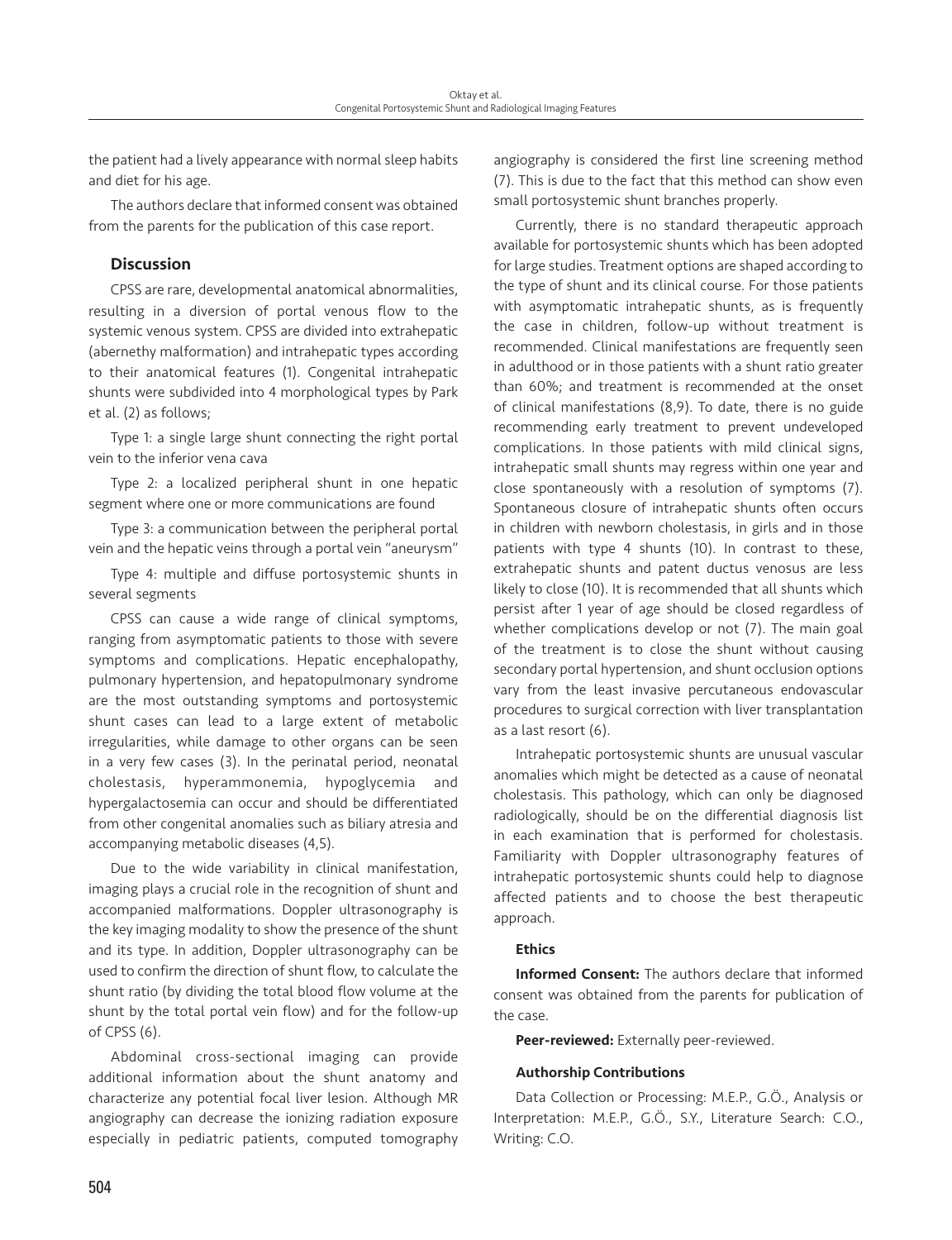the patient had a lively appearance with normal sleep habits and diet for his age.

The authors declare that informed consent was obtained from the parents for the publication of this case report.

## Discussion

CPSS are rare, developmental anatomical abnormalities, resulting in a diversion of portal venous flow to the systemic venous system. CPSS are divided into extrahepatic (abernethy malformation) and intrahepatic types according to their anatomical features (1). Congenital intrahepatic shunts were subdivided into 4 morphological types by Park et al. (2) as follows;

Type 1: a single large shunt connecting the right portal vein to the inferior vena cava

Type 2: a localized peripheral shunt in one hepatic segment where one or more communications are found

Type 3: a communication between the peripheral portal vein and the hepatic veins through a portal vein "aneurysm"

Type 4: multiple and diffuse portosystemic shunts in several segments

CPSS can cause a wide range of clinical symptoms, ranging from asymptomatic patients to those with severe symptoms and complications. Hepatic encephalopathy, pulmonary hypertension, and hepatopulmonary syndrome are the most outstanding symptoms and portosystemic shunt cases can lead to a large extent of metabolic irregularities, while damage to other organs can be seen in a very few cases (3). In the perinatal period, neonatal cholestasis, hyperammonemia, hypoglycemia and hypergalactosemia can occur and should be differentiated from other congenital anomalies such as biliary atresia and accompanying metabolic diseases (4,5).

Due to the wide variability in clinical manifestation, imaging plays a crucial role in the recognition of shunt and accompanied malformations. Doppler ultrasonography is the key imaging modality to show the presence of the shunt and its type. In addition, Doppler ultrasonography can be used to confirm the direction of shunt flow, to calculate the shunt ratio (by dividing the total blood flow volume at the shunt by the total portal vein flow) and for the follow-up of CPSS (6).

Abdominal cross-sectional imaging can provide additional information about the shunt anatomy and characterize any potential focal liver lesion. Although MR angiography can decrease the ionizing radiation exposure especially in pediatric patients, computed tomography angiography is considered the first line screening method (7). This is due to the fact that this method can show even small portosystemic shunt branches properly.

Currently, there is no standard therapeutic approach available for portosystemic shunts which has been adopted for large studies. Treatment options are shaped according to the type of shunt and its clinical course. For those patients with asymptomatic intrahepatic shunts, as is frequently the case in children, follow-up without treatment is recommended. Clinical manifestations are frequently seen in adulthood or in those patients with a shunt ratio greater than 60%; and treatment is recommended at the onset of clinical manifestations (8,9). To date, there is no guide recommending early treatment to prevent undeveloped complications. In those patients with mild clinical signs, intrahepatic small shunts may regress within one year and close spontaneously with a resolution of symptoms (7). Spontaneous closure of intrahepatic shunts often occurs in children with newborn cholestasis, in girls and in those patients with type 4 shunts (10). In contrast to these, extrahepatic shunts and patent ductus venosus are less likely to close (10). It is recommended that all shunts which persist after 1 year of age should be closed regardless of whether complications develop or not (7). The main goal of the treatment is to close the shunt without causing secondary portal hypertension, and shunt occlusion options vary from the least invasive percutaneous endovascular procedures to surgical correction with liver transplantation as a last resort (6).

Intrahepatic portosystemic shunts are unusual vascular anomalies which might be detected as a cause of neonatal cholestasis. This pathology, which can only be diagnosed radiologically, should be on the differential diagnosis list in each examination that is performed for cholestasis. Familiarity with Doppler ultrasonography features of intrahepatic portosystemic shunts could help to diagnose affected patients and to choose the best therapeutic approach.

### Ethics

**Informed Consent:** The authors declare that informed consent was obtained from the parents for publication of the case.

**Peer-reviewed:** Externally peer-reviewed.

### Authorship Contributions

Data Collection or Processing: M.E.P., G.Ö., Analysis or Interpretation: M.E.P., G.Ö., S.Y., Literature Search: C.O., Writing: C.O.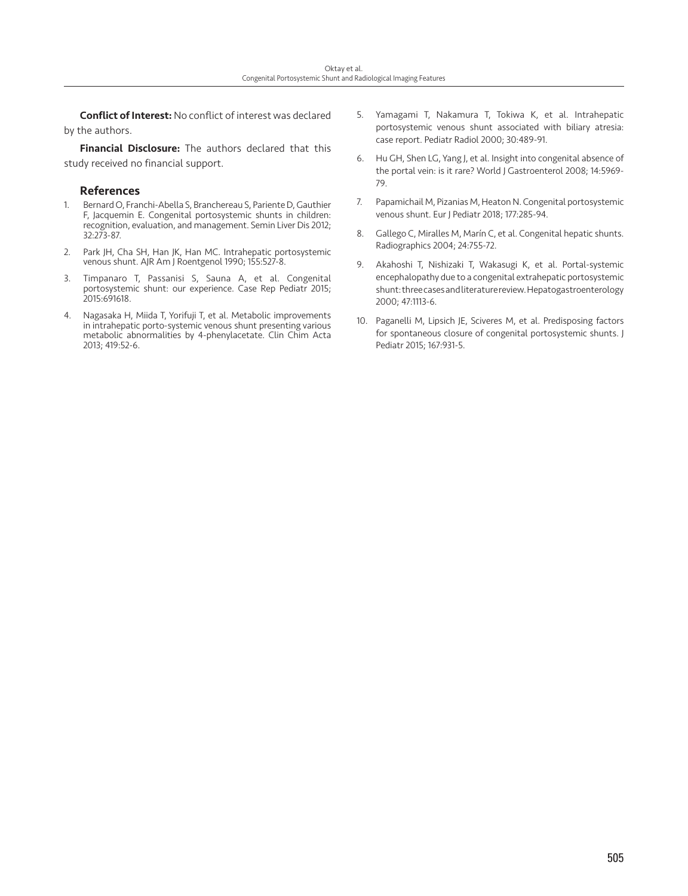**Conflict of Interest:** No conflict of interest was declared by the authors.

**Financial Disclosure:** The authors declared that this study received no financial support.

## References

1. Bernard O, Franchi-Abella S, Branchereau S, Pariente D, Gauthier F, Jacquemin E. Congenital portosystemic shunts in children: recognition, evaluation, and management. Semin Liver Dis 2012; 32:273-87.
2. Park JH, Cha SH, Han JK, Han MC. Intrahepatic portosystemic venous shunt. AJR Am J Roentgenol 1990; 155:527-8.
3. Timpanaro T, Passanisi S, Sauna A, et al. Congenital portosystemic shunt: our experience. Case Rep Pediatr 2015; 2015:691618.
4. Nagasaka H, Miida T, Yorifuji T, et al. Metabolic improvements in intrahepatic porto-systemic venous shunt presenting various metabolic abnormalities by 4-phenylacetate. Clin Chim Acta 2013; 419:52-6.
5. Yamagami T, Nakamura T, Tokiwa K, et al. Intrahepatic portosystemic venous shunt associated with biliary atresia: case report. Pediatr Radiol 2000; 30:489-91.
6. Hu GH, Shen LG, Yang J, et al. Insight into congenital absence of the portal vein: is it rare? World J Gastroenterol 2008; 14:5969-79.
7. Papamichail M, Pizanias M, Heaton N. Congenital portosystemic venous shunt. Eur J Pediatr 2018; 177:285-94.
8. Gallego C, Miralles M, Marín C, et al. Congenital hepatic shunts. Radiographics 2004; 24:755-72.
9. Akahoshi T, Nishizaki T, Wakasugi K, et al. Portal-systemic encephalopathy due to a congenital extrahepatic portosystemic shunt: three cases and literature review. Hepatogastroenterology 2000; 47:1113-6.
10. Paganelli M, Lipsich JE, Sciveres M, et al. Predisposing factors for spontaneous closure of congenital portosystemic shunts. J Pediatr 2015; 167:931-5.